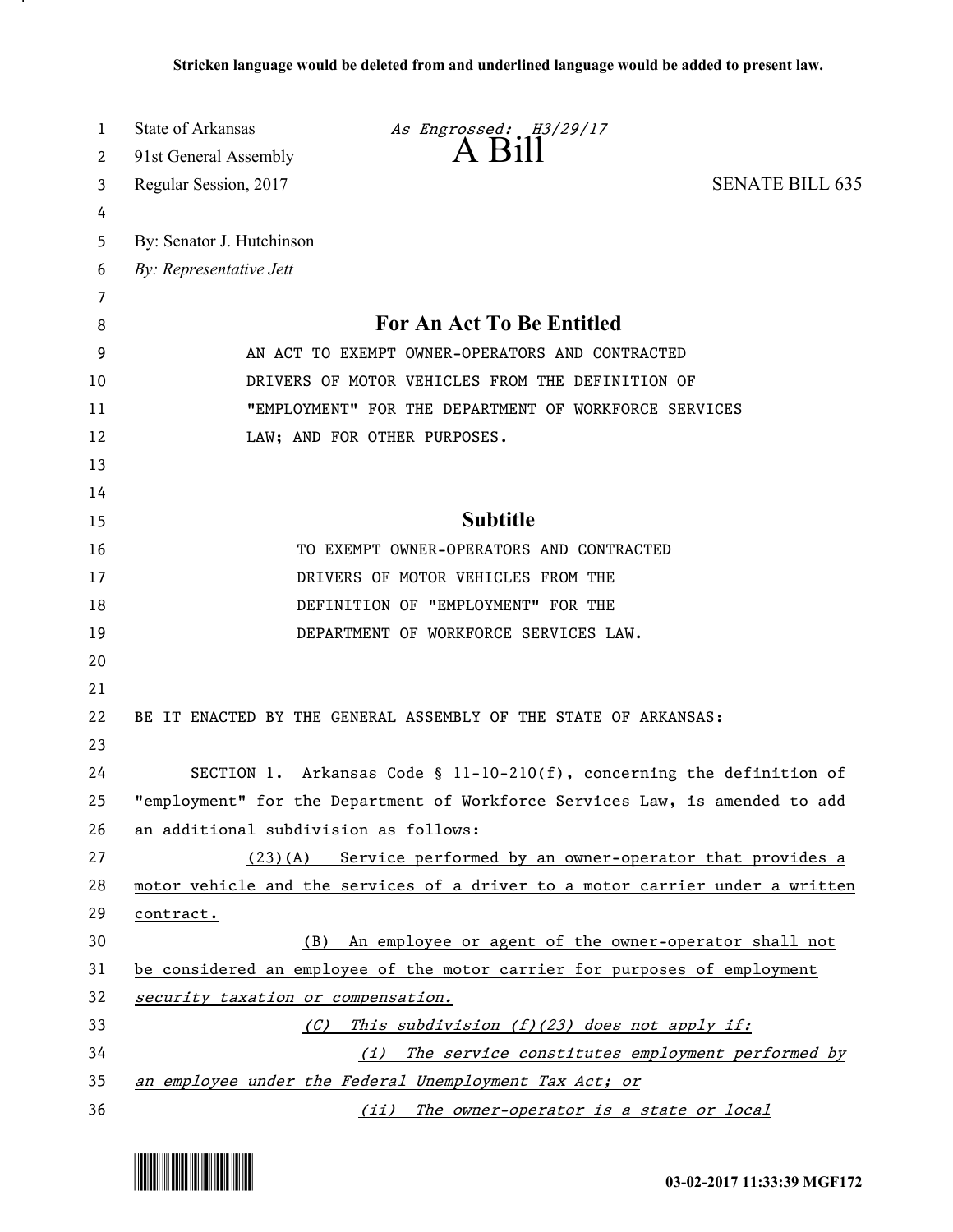Stricken language would be deleted from and underlined language would be added to present law.

State of Arkansas *As Engrossed: H3/29/17*
91st General Assembly **A Bill**
Regular Session, 2017 SENATE BILL 635

By: Senator J. Hutchinson
*By: Representative Jett*

## For An Act To Be Entitled

AN ACT TO EXEMPT OWNER-OPERATORS AND CONTRACTED DRIVERS OF MOTOR VEHICLES FROM THE DEFINITION OF "EMPLOYMENT" FOR THE DEPARTMENT OF WORKFORCE SERVICES LAW; AND FOR OTHER PURPOSES.

## Subtitle

TO EXEMPT OWNER-OPERATORS AND CONTRACTED DRIVERS OF MOTOR VEHICLES FROM THE DEFINITION OF "EMPLOYMENT" FOR THE DEPARTMENT OF WORKFORCE SERVICES LAW.

BE IT ENACTED BY THE GENERAL ASSEMBLY OF THE STATE OF ARKANSAS:

SECTION 1. Arkansas Code § 11-10-210(f), concerning the definition of "employment" for the Department of Workforce Services Law, is amended to add an additional subdivision as follows:

<u>(23)(A) Service performed by an owner-operator that provides a motor vehicle and the services of a driver to a motor carrier under a written contract.</u>

<u>(B) An employee or agent of the owner-operator shall not be considered an employee of the motor carrier for purposes of employment *security taxation or compensation.*</u>

<u>*(C) This subdivision (f)(23) does not apply if:*</u>

<u>*(i) The service constitutes employment performed by an employee under the Federal Unemployment Tax Act; or*</u>

<u>*(ii) The owner-operator is a state or local*</u>

03-02-2017 11:33:39 MGF172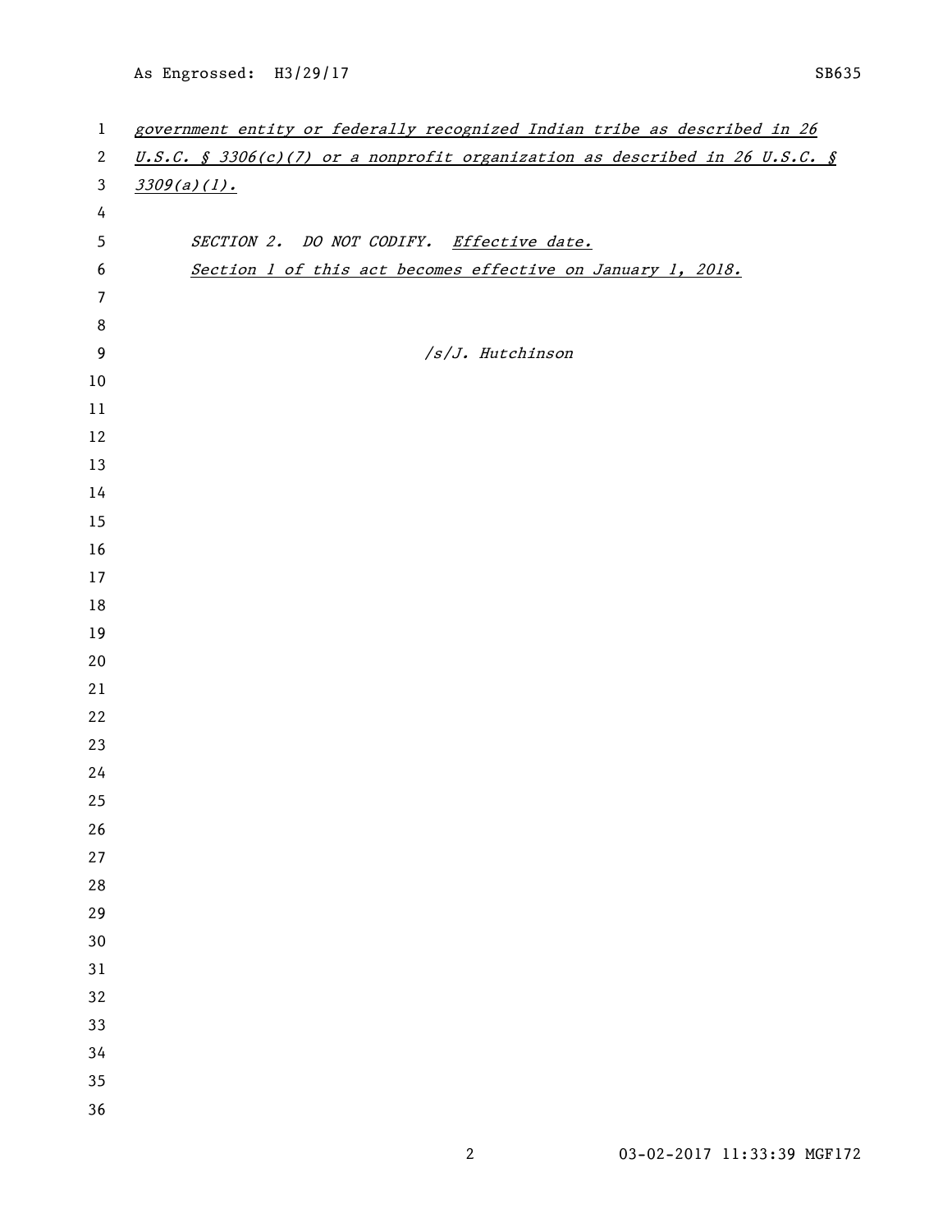*government entity or federally recognized Indian tribe as described in 26 U.S.C. § 3306(c)(7) or a nonprofit organization as described in 26 U.S.C. § 3309(a)(1).*

*SECTION 2. DO NOT CODIFY. Effective date.*

*Section 1 of this act becomes effective on January 1, 2018.*

*/s/J. Hutchinson*